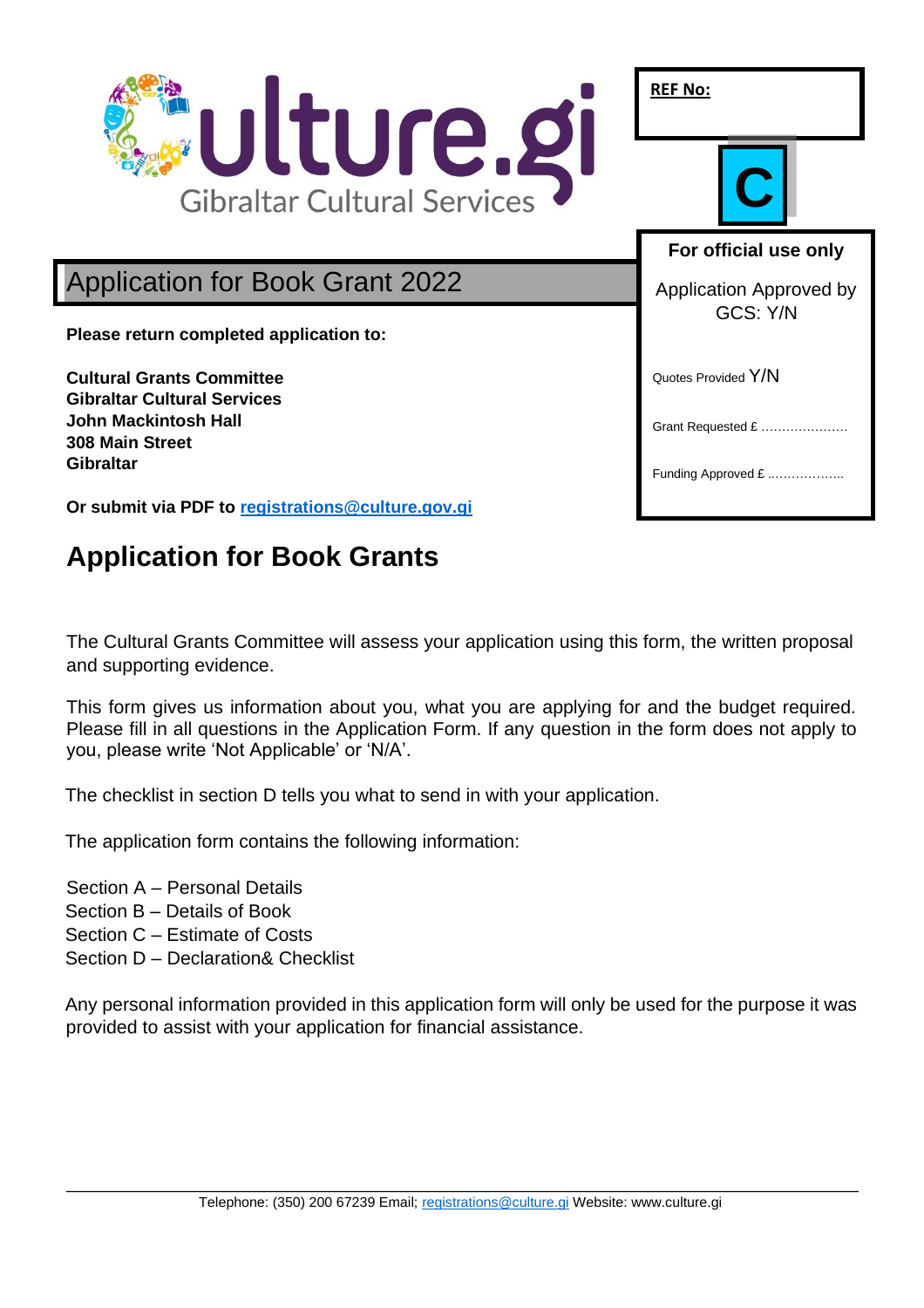Culture.gi
Gibraltar Cultural Services

**REF No:**

**C**

**For official use only**

Application Approved by GCS: Y/N

Quotes Provided Y/N

Grant Requested £ …………………

Funding Approved £ ……………….

# Application for Book Grant 2022

**Please return completed application to:**

**Cultural Grants Committee**
**Gibraltar Cultural Services**
**John Mackintosh Hall**
**308 Main Street**
**Gibraltar**

**Or submit via PDF to registrations@culture.gov.gi**

## Application for Book Grants

The Cultural Grants Committee will assess your application using this form, the written proposal and supporting evidence.

This form gives us information about you, what you are applying for and the budget required. Please fill in all questions in the Application Form. If any question in the form does not apply to you, please write 'Not Applicable' or 'N/A'.

The checklist in section D tells you what to send in with your application.

The application form contains the following information:

Section A – Personal Details
Section B – Details of Book
Section C – Estimate of Costs
Section D – Declaration& Checklist

Any personal information provided in this application form will only be used for the purpose it was provided to assist with your application for financial assistance.

Telephone: (350) 200 67239 Email; registrations@culture.gi Website: www.culture.gi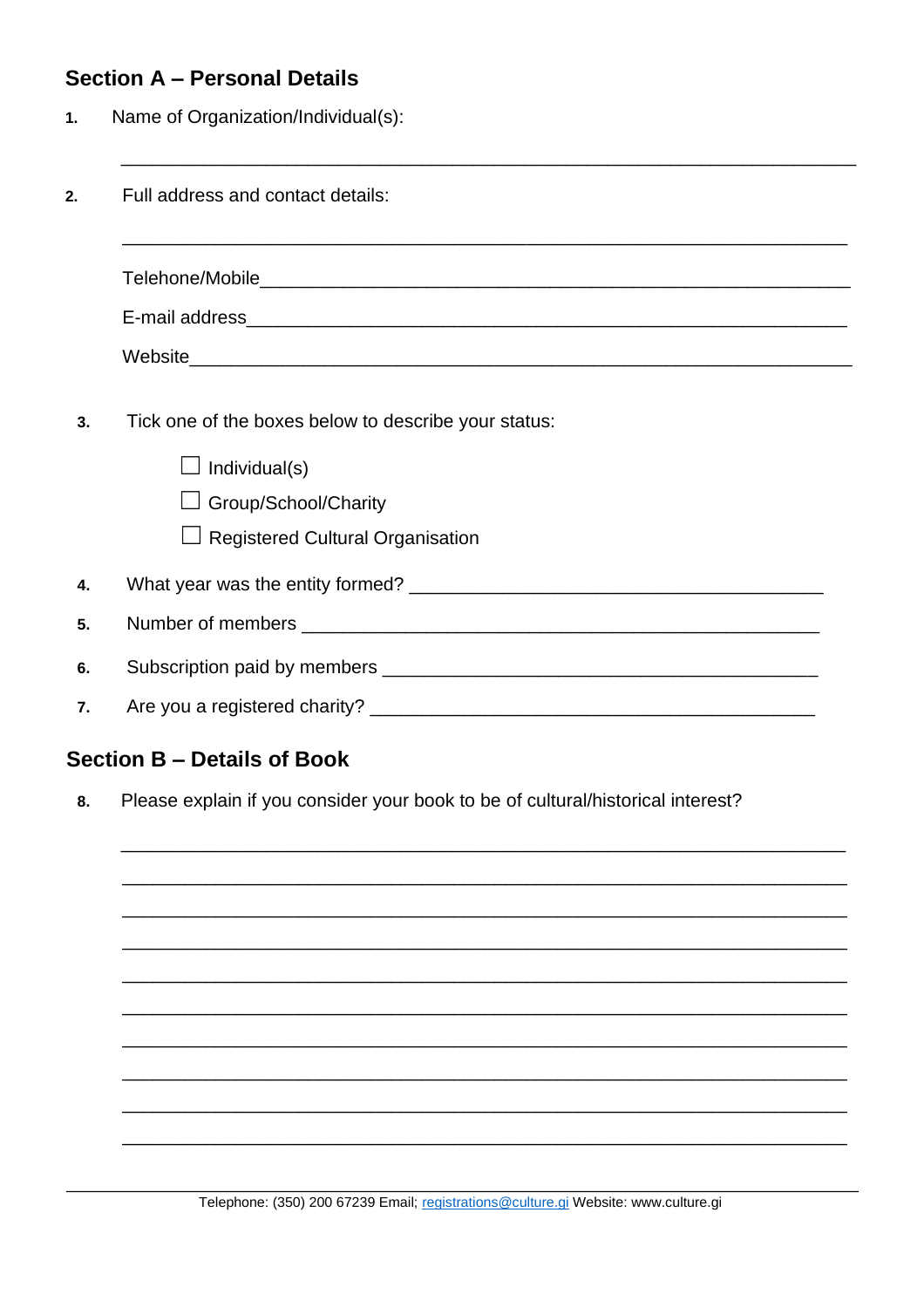## Section A – Personal Details

1. Name of Organization/Individual(s):

___________________________________________________________________

2. Full address and contact details:

___________________________________________________________________

Telehone/Mobile___________________________________________________

E-mail address____________________________________________________

Website__________________________________________________________

3. Tick one of the boxes below to describe your status:

- ☐ Individual(s)
- ☐ Group/School/Charity
- ☐ Registered Cultural Organisation

4. What year was the entity formed? ______________________________

5. Number of members ________________________________________

6. Subscription paid by members _________________________________

7. Are you a registered charity? __________________________________

## Section B – Details of Book

8. Please explain if you consider your book to be of cultural/historical interest?

___________________________________________________________________

___________________________________________________________________

___________________________________________________________________

___________________________________________________________________

___________________________________________________________________

___________________________________________________________________

___________________________________________________________________

___________________________________________________________________

___________________________________________________________________

___________________________________________________________________

Telephone: (350) 200 67239 Email; registrations@culture.gi Website: www.culture.gi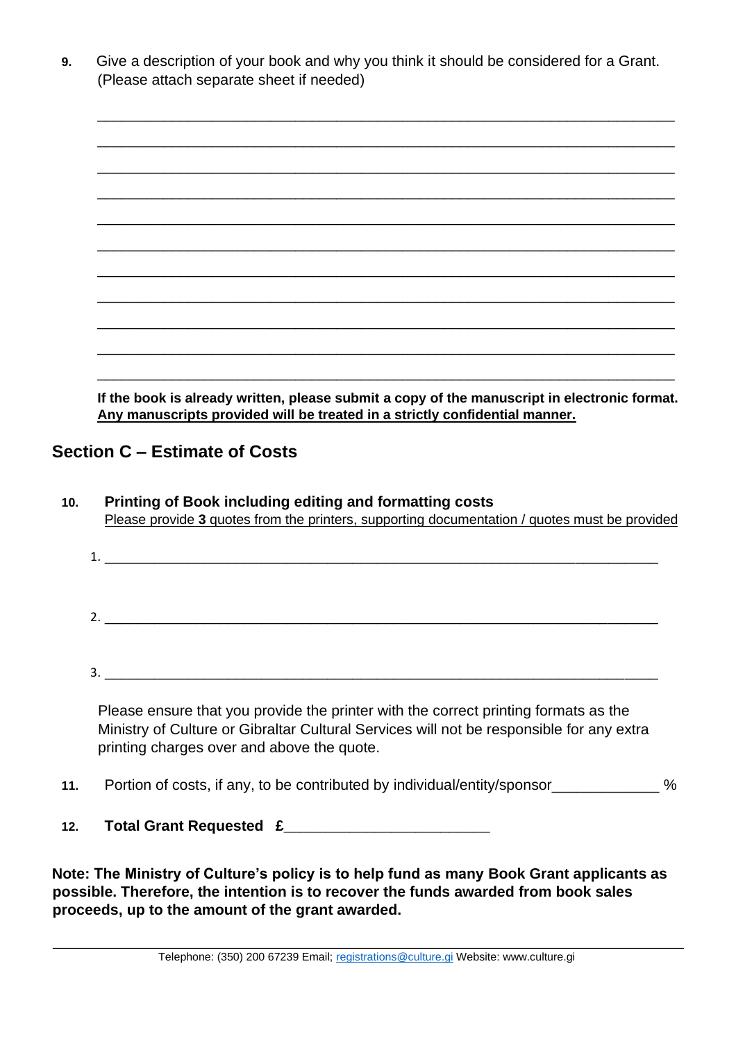**9.** Give a description of your book and why you think it should be considered for a Grant. (Please attach separate sheet if needed)

___________________________________________________________________________

___________________________________________________________________________

___________________________________________________________________________

___________________________________________________________________________

___________________________________________________________________________

___________________________________________________________________________

___________________________________________________________________________

___________________________________________________________________________

___________________________________________________________________________

___________________________________________________________________________

___________________________________________________________________________

**If the book is already written, please submit a copy of the manuscript in electronic format.**
**<u>Any manuscripts provided will be treated in a strictly confidential manner.</u>**

## Section C – Estimate of Costs

**10. Printing of Book including editing and formatting costs**
<u>Please provide **3** quotes from the printers, supporting documentation / quotes must be provided</u>

1. ___________________________________________________________________________

2. ___________________________________________________________________________

3. ___________________________________________________________________________

Please ensure that you provide the printer with the correct printing formats as the Ministry of Culture or Gibraltar Cultural Services will not be responsible for any extra printing charges over and above the quote.

**11.** Portion of costs, if any, to be contributed by individual/entity/sponsor_____________ %

**12. Total Grant Requested £________________________**

**Note: The Ministry of Culture's policy is to help fund as many Book Grant applicants as possible. Therefore, the intention is to recover the funds awarded from book sales proceeds, up to the amount of the grant awarded.**

Telephone: (350) 200 67239 Email; registrations@culture.gi Website: www.culture.gi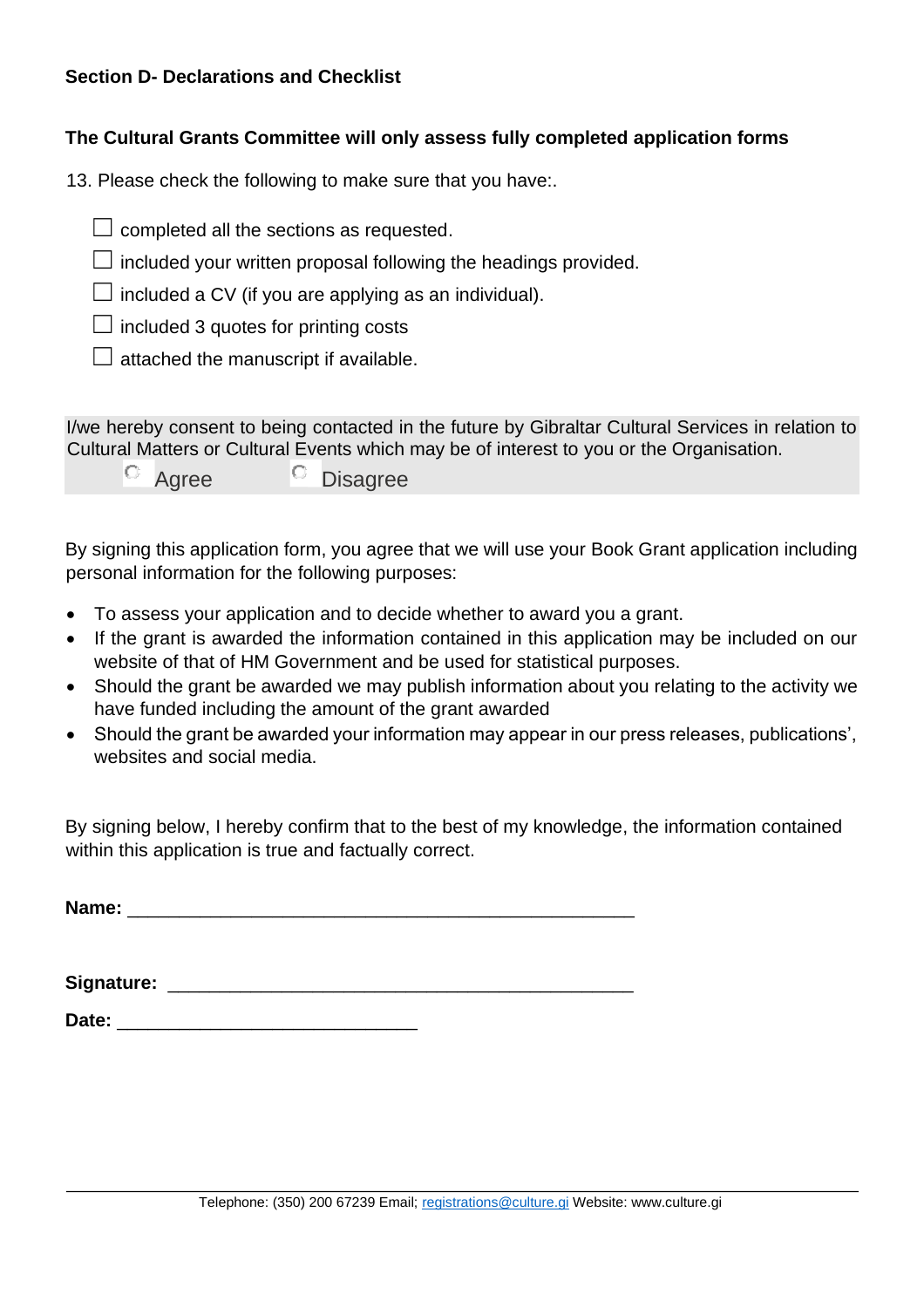**Section D- Declarations and Checklist**

**The Cultural Grants Committee will only assess fully completed application forms**

13. Please check the following to make sure that you have:.

- ☐ completed all the sections as requested.
- ☐ included your written proposal following the headings provided.
- ☐ included a CV (if you are applying as an individual).
- ☐ included 3 quotes for printing costs
- ☐ attached the manuscript if available.

I/we hereby consent to being contacted in the future by Gibraltar Cultural Services in relation to Cultural Matters or Cultural Events which may be of interest to you or the Organisation.

○ Agree ○ Disagree

By signing this application form, you agree that we will use your Book Grant application including personal information for the following purposes:

- To assess your application and to decide whether to award you a grant.
- If the grant is awarded the information contained in this application may be included on our website of that of HM Government and be used for statistical purposes.
- Should the grant be awarded we may publish information about you relating to the activity we have funded including the amount of the grant awarded
- Should the grant be awarded your information may appear in our press releases, publications', websites and social media.

By signing below, I hereby confirm that to the best of my knowledge, the information contained within this application is true and factually correct.

**Name:** ________________________________________________

**Signature:** ____________________________________________

**Date:** ___________________________

Telephone: (350) 200 67239 Email; registrations@culture.gi Website: www.culture.gi